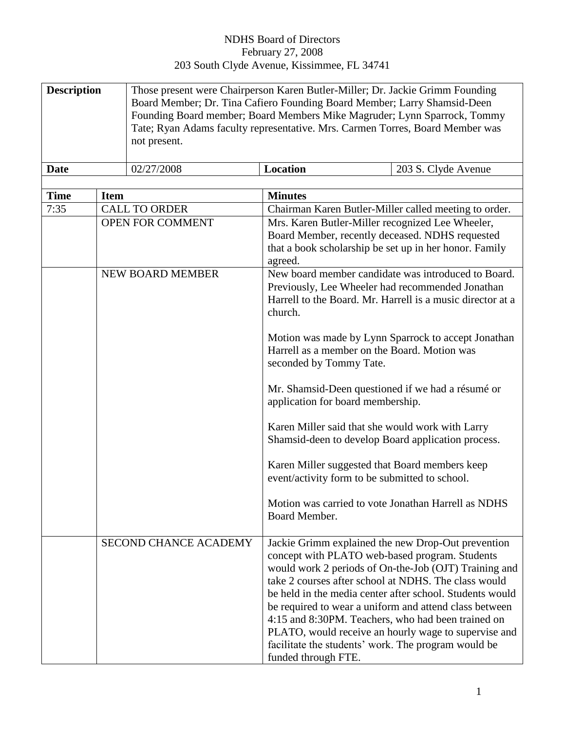NDHS Board of Directors
February 27, 2008
203 South Clyde Avenue, Kissimmee, FL 34741

| **Description** | Those present were Chairperson Karen Butler-Miller; Dr. Jackie Grimm Founding Board Member; Dr. Tina Cafiero Founding Board Member; Larry Shamsid-Deen Founding Board member; Board Members Mike Magruder; Lynn Sparrock, Tommy Tate; Ryan Adams faculty representative. Mrs. Carmen Torres, Board Member was not present. | | |
|---|---|---|---|
| **Date** | 02/27/2008 | **Location** | 203 S. Clyde Avenue |

| **Time** | **Item** | **Minutes** |
|---|---|---|
| 7:35 | CALL TO ORDER | Chairman Karen Butler-Miller called meeting to order. |
| | OPEN FOR COMMENT | Mrs. Karen Butler-Miller recognized Lee Wheeler, Board Member, recently deceased. NDHS requested that a book scholarship be set up in her honor. Family agreed. |
| | NEW BOARD MEMBER | New board member candidate was introduced to Board. Previously, Lee Wheeler had recommended Jonathan Harrell to the Board. Mr. Harrell is a music director at a church.<br><br>Motion was made by Lynn Sparrock to accept Jonathan Harrell as a member on the Board. Motion was seconded by Tommy Tate.<br><br>Mr. Shamsid-Deen questioned if we had a résumé or application for board membership.<br><br>Karen Miller said that she would work with Larry Shamsid-deen to develop Board application process.<br><br>Karen Miller suggested that Board members keep event/activity form to be submitted to school.<br><br>Motion was carried to vote Jonathan Harrell as NDHS Board Member. |
| | SECOND CHANCE ACADEMY | Jackie Grimm explained the new Drop-Out prevention concept with PLATO web-based program. Students would work 2 periods of On-the-Job (OJT) Training and take 2 courses after school at NDHS. The class would be held in the media center after school. Students would be required to wear a uniform and attend class between 4:15 and 8:30PM. Teachers, who had been trained on PLATO, would receive an hourly wage to supervise and facilitate the students' work. The program would be funded through FTE. |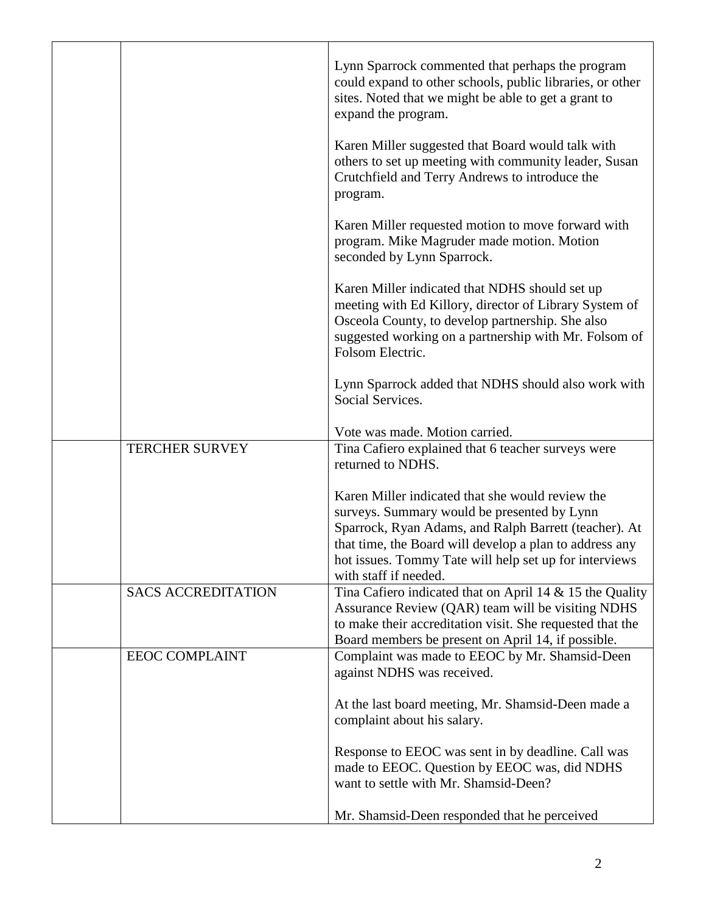| | | |
|---|---|---|
| | | Lynn Sparrock commented that perhaps the program could expand to other schools, public libraries, or other sites. Noted that we might be able to get a grant to expand the program.<br><br>Karen Miller suggested that Board would talk with others to set up meeting with community leader, Susan Crutchfield and Terry Andrews to introduce the program.<br><br>Karen Miller requested motion to move forward with program. Mike Magruder made motion. Motion seconded by Lynn Sparrock.<br><br>Karen Miller indicated that NDHS should set up meeting with Ed Killory, director of Library System of Osceola County, to develop partnership. She also suggested working on a partnership with Mr. Folsom of Folsom Electric.<br><br>Lynn Sparrock added that NDHS should also work with Social Services.<br><br>Vote was made. Motion carried. |
| | TERCHER SURVEY | Tina Cafiero explained that 6 teacher surveys were returned to NDHS.<br><br>Karen Miller indicated that she would review the surveys. Summary would be presented by Lynn Sparrock, Ryan Adams, and Ralph Barrett (teacher). At that time, the Board will develop a plan to address any hot issues. Tommy Tate will help set up for interviews with staff if needed. |
| | SACS ACCREDITATION | Tina Cafiero indicated that on April 14 & 15 the Quality Assurance Review (QAR) team will be visiting NDHS to make their accreditation visit. She requested that the Board members be present on April 14, if possible. |
| | EEOC COMPLAINT | Complaint was made to EEOC by Mr. Shamsid-Deen against NDHS was received.<br><br>At the last board meeting, Mr. Shamsid-Deen made a complaint about his salary.<br><br>Response to EEOC was sent in by deadline. Call was made to EEOC. Question by EEOC was, did NDHS want to settle with Mr. Shamsid-Deen?<br><br>Mr. Shamsid-Deen responded that he perceived |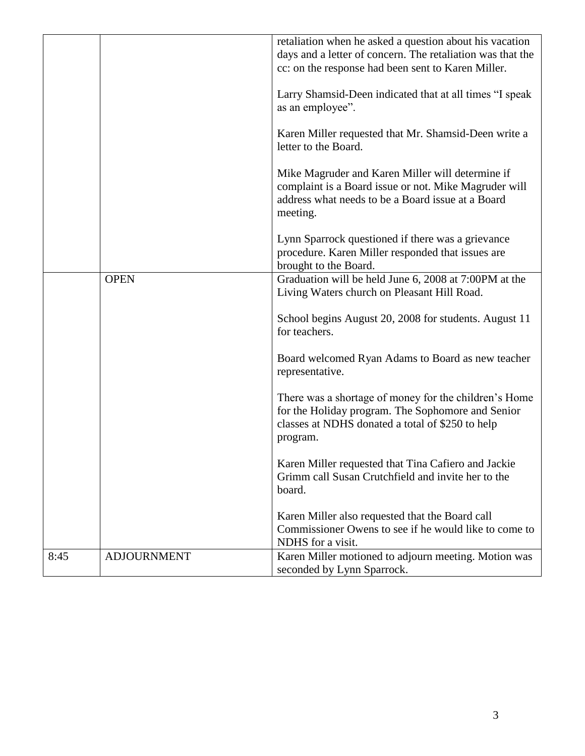| | | |
|---|---|---|
| | | retaliation when he asked a question about his vacation days and a letter of concern. The retaliation was that the cc: on the response had been sent to Karen Miller.<br><br>Larry Shamsid-Deen indicated that at all times "I speak as an employee".<br><br>Karen Miller requested that Mr. Shamsid-Deen write a letter to the Board.<br><br>Mike Magruder and Karen Miller will determine if complaint is a Board issue or not. Mike Magruder will address what needs to be a Board issue at a Board meeting.<br><br>Lynn Sparrock questioned if there was a grievance procedure. Karen Miller responded that issues are brought to the Board. |
| | OPEN | Graduation will be held June 6, 2008 at 7:00PM at the Living Waters church on Pleasant Hill Road.<br><br>School begins August 20, 2008 for students. August 11 for teachers.<br><br>Board welcomed Ryan Adams to Board as new teacher representative.<br><br>There was a shortage of money for the children's Home for the Holiday program. The Sophomore and Senior classes at NDHS donated a total of $250 to help program.<br><br>Karen Miller requested that Tina Cafiero and Jackie Grimm call Susan Crutchfield and invite her to the board.<br><br>Karen Miller also requested that the Board call Commissioner Owens to see if he would like to come to NDHS for a visit. |
| 8:45 | ADJOURNMENT | Karen Miller motioned to adjourn meeting. Motion was seconded by Lynn Sparrock. |